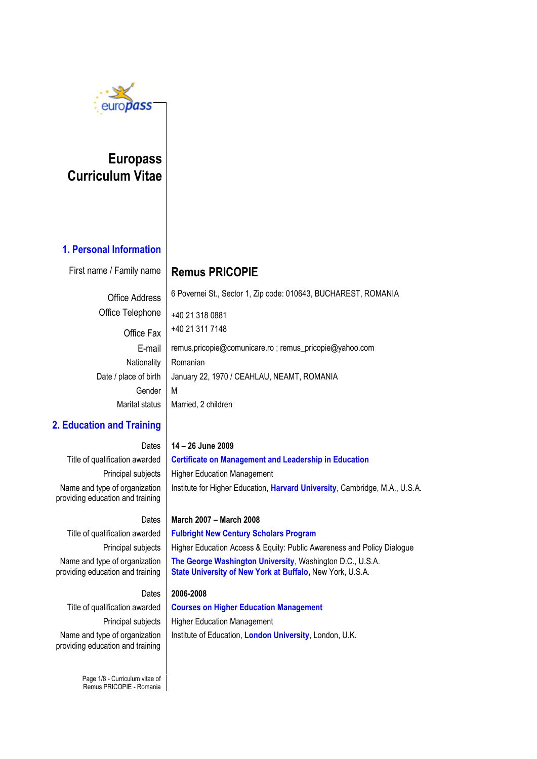# Europass Curriculum Vitae

## 1. Personal Information

| | |
|---|---|
| First name / Family name | **Remus PRICOPIE** |
| Office Address | 6 Povernei St., Sector 1, Zip code: 010643, BUCHAREST, ROMANIA |
| Office Telephone | +40 21 318 0881 |
| Office Fax | +40 21 311 7148 |
| E-mail | remus.pricopie@comunicare.ro ; remus_pricopie@yahoo.com |
| Nationality | Romanian |
| Date / place of birth | January 22, 1970 / CEAHLAU, NEAMT, ROMANIA |
| Gender | M |
| Marital status | Married, 2 children |

## 2. Education and Training

| | |
|---|---|
| Dates | **14 – 26 June 2009** |
| Title of qualification awarded | **Certificate on Management and Leadership in Education** |
| Principal subjects | Higher Education Management |
| Name and type of organization providing education and training | Institute for Higher Education, **Harvard University**, Cambridge, M.A., U.S.A. |

| | |
|---|---|
| Dates | **March 2007 – March 2008** |
| Title of qualification awarded | **Fulbright New Century Scholars Program** |
| Principal subjects | Higher Education Access & Equity: Public Awareness and Policy Dialogue |
| Name and type of organization providing education and training | **The George Washington University**, Washington D.C., U.S.A.<br>**State University of New York at Buffalo**, New York, U.S.A. |

| | |
|---|---|
| Dates | **2006-2008** |
| Title of qualification awarded | **Courses on Higher Education Management** |
| Principal subjects | Higher Education Management |
| Name and type of organization providing education and training | Institute of Education, **London University**, London, U.K. |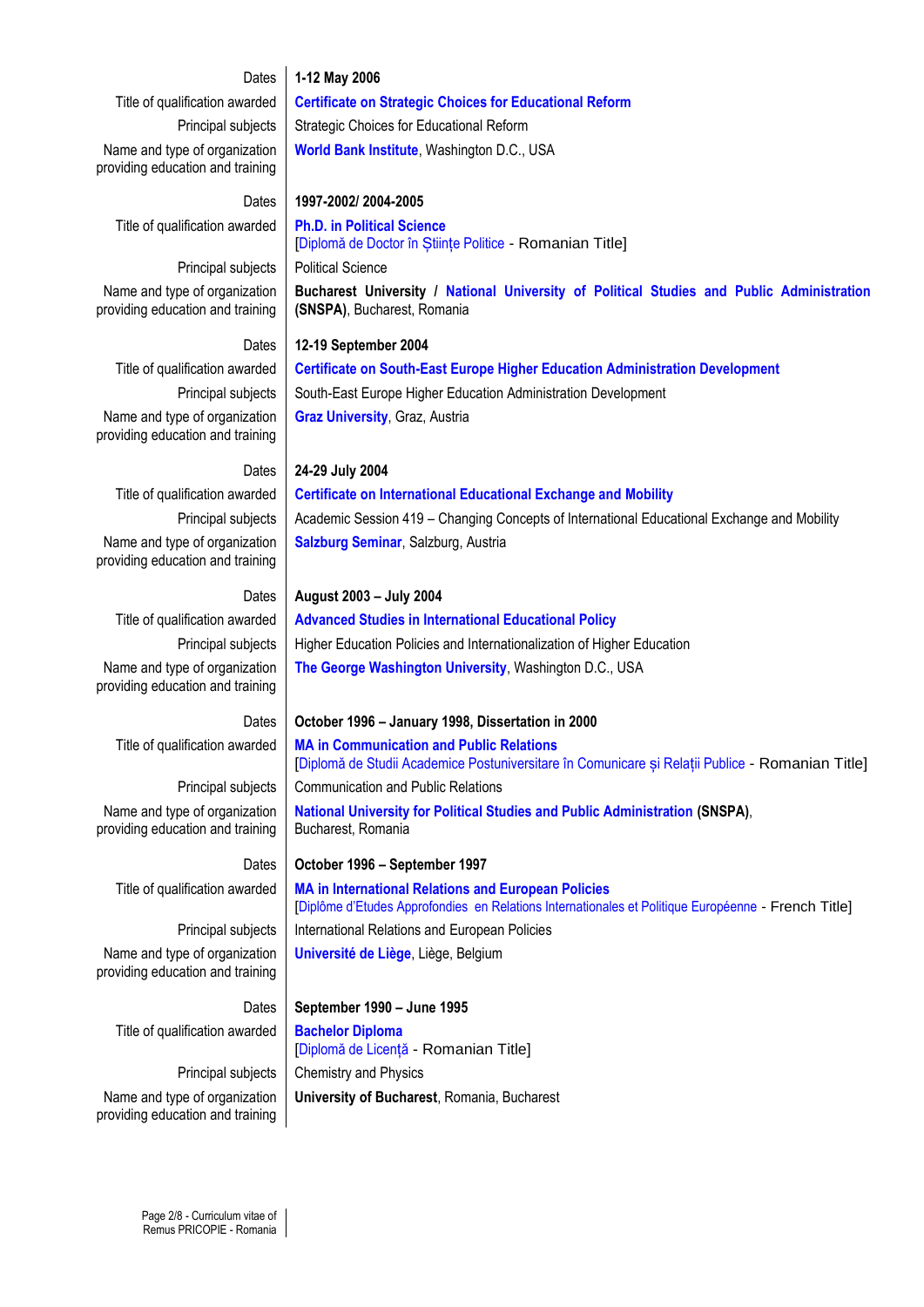| | |
|---|---|
| Dates | **1-12 May 2006** |
| Title of qualification awarded | **Certificate on Strategic Choices for Educational Reform** |
| Principal subjects | Strategic Choices for Educational Reform |
| Name and type of organization providing education and training | **World Bank Institute**, Washington D.C., USA |
| Dates | **1997-2002/ 2004-2005** |
| Title of qualification awarded | **Ph.D. in Political Science** [Diplomă de Doctor în Științe Politice - Romanian Title] |
| Principal subjects | Political Science |
| Name and type of organization providing education and training | **Bucharest University / National University of Political Studies and Public Administration (SNSPA)**, Bucharest, Romania |
| Dates | **12-19 September 2004** |
| Title of qualification awarded | **Certificate on South-East Europe Higher Education Administration Development** |
| Principal subjects | South-East Europe Higher Education Administration Development |
| Name and type of organization providing education and training | **Graz University**, Graz, Austria |
| Dates | **24-29 July 2004** |
| Title of qualification awarded | **Certificate on International Educational Exchange and Mobility** |
| Principal subjects | Academic Session 419 – Changing Concepts of International Educational Exchange and Mobility |
| Name and type of organization providing education and training | **Salzburg Seminar**, Salzburg, Austria |
| Dates | **August 2003 – July 2004** |
| Title of qualification awarded | **Advanced Studies in International Educational Policy** |
| Principal subjects | Higher Education Policies and Internationalization of Higher Education |
| Name and type of organization providing education and training | **The George Washington University**, Washington D.C., USA |
| Dates | **October 1996 – January 1998, Dissertation in 2000** |
| Title of qualification awarded | **MA in Communication and Public Relations** [Diplomă de Studii Academice Postuniversitare în Comunicare și Relații Publice - Romanian Title] |
| Principal subjects | Communication and Public Relations |
| Name and type of organization providing education and training | **National University for Political Studies and Public Administration (SNSPA)**, Bucharest, Romania |
| Dates | **October 1996 – September 1997** |
| Title of qualification awarded | **MA in International Relations and European Policies** [Diplôme d'Etudes Approfondies en Relations Internationales et Politique Européenne - French Title] |
| Principal subjects | International Relations and European Policies |
| Name and type of organization providing education and training | **Université de Liège**, Liège, Belgium |
| Dates | **September 1990 – June 1995** |
| Title of qualification awarded | **Bachelor Diploma** [Diplomă de Licență - Romanian Title] |
| Principal subjects | Chemistry and Physics |
| Name and type of organization providing education and training | **University of Bucharest**, Romania, Bucharest |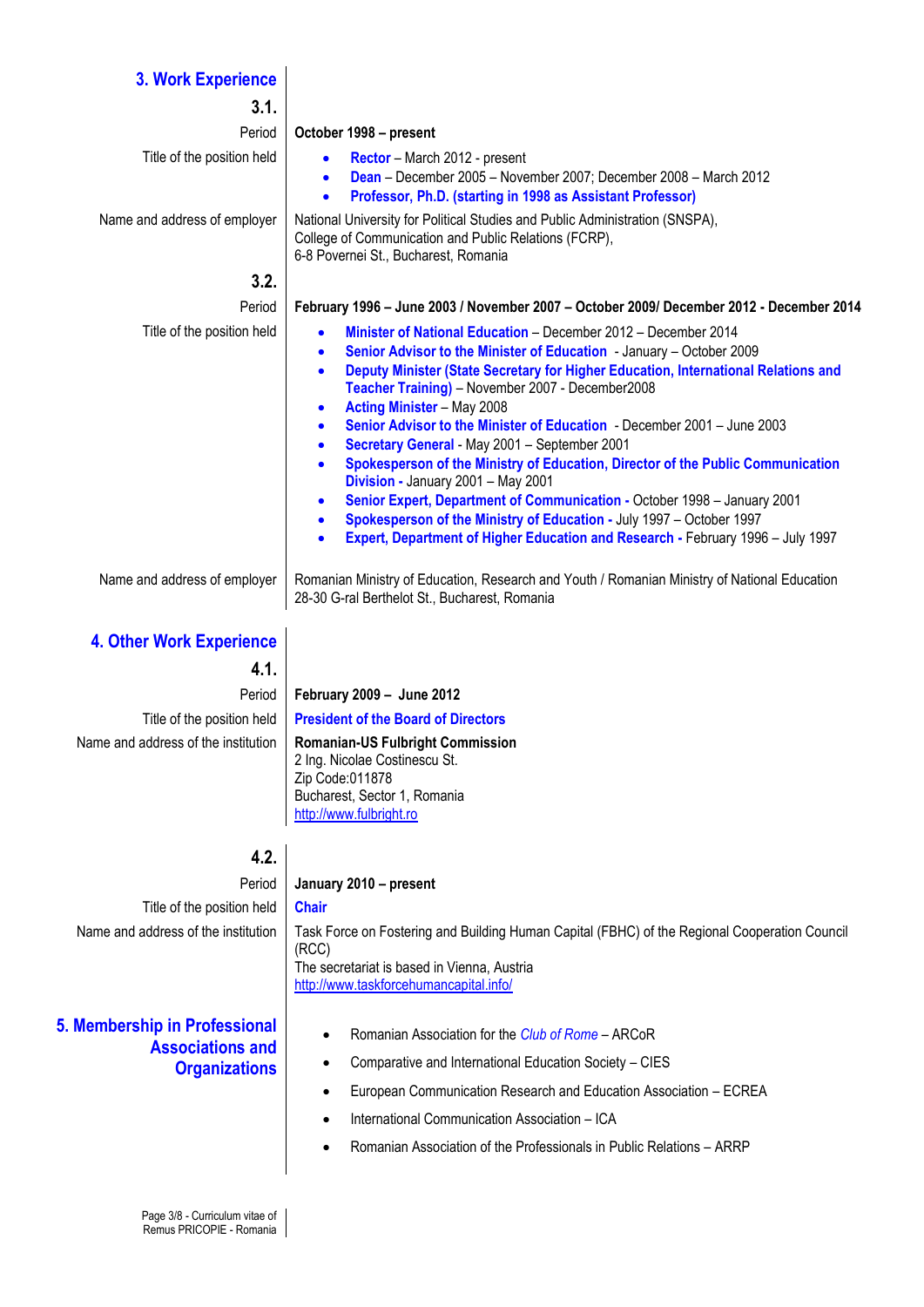## 3. Work Experience

### 3.1.

**Period:** **October 1998 – present**

**Title of the position held:**

- **Rector** – March 2012 - present
- **Dean** – December 2005 – November 2007; December 2008 – March 2012
- **Professor, Ph.D. (starting in 1998 as Assistant Professor)**

**Name and address of employer:** National University for Political Studies and Public Administration (SNSPA), College of Communication and Public Relations (FCRP), 6-8 Povernei St., Bucharest, Romania

### 3.2.

**Period:** **February 1996 – June 2003 / November 2007 – October 2009/ December 2012 - December 2014**

**Title of the position held:**

- **Minister of National Education** – December 2012 – December 2014
- **Senior Advisor to the Minister of Education** - January – October 2009
- **Deputy Minister (State Secretary for Higher Education, International Relations and Teacher Training)** – November 2007 - December2008
- **Acting Minister** – May 2008
- **Senior Advisor to the Minister of Education** - December 2001 – June 2003
- **Secretary General** - May 2001 – September 2001
- **Spokesperson of the Ministry of Education, Director of the Public Communication Division -** January 2001 – May 2001
- **Senior Expert, Department of Communication -** October 1998 – January 2001
- **Spokesperson of the Ministry of Education -** July 1997 – October 1997
- **Expert, Department of Higher Education and Research -** February 1996 – July 1997

**Name and address of employer:** Romanian Ministry of Education, Research and Youth / Romanian Ministry of National Education, 28-30 G-ral Berthelot St., Bucharest, Romania

## 4. Other Work Experience

### 4.1.

**Period:** **February 2009 – June 2012**

**Title of the position held:** **President of the Board of Directors**

**Name and address of the institution:** **Romanian-US Fulbright Commission**
2 Ing. Nicolae Costinescu St.
Zip Code:011878
Bucharest, Sector 1, Romania
http://www.fulbright.ro

### 4.2.

**Period:** **January 2010 – present**

**Title of the position held:** **Chair**

**Name and address of the institution:** Task Force on Fostering and Building Human Capital (FBHC) of the Regional Cooperation Council (RCC)
The secretariat is based in Vienna, Austria
http://www.taskforcehumancapital.info/

## 5. Membership in Professional Associations and Organizations

- Romanian Association for the *Club of Rome* – ARCoR
- Comparative and International Education Society – CIES
- European Communication Research and Education Association – ECREA
- International Communication Association – ICA
- Romanian Association of the Professionals in Public Relations – ARRP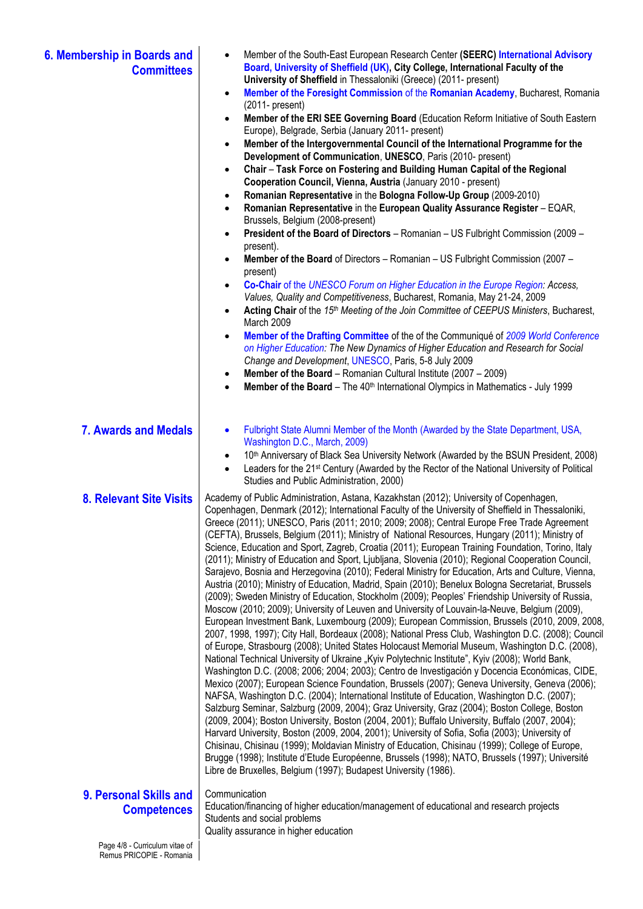## 6. Membership in Boards and Committees

- Member of the South-East European Research Center **(SEERC) International Advisory Board, University of Sheffield (UK), City College, International Faculty of the University of Sheffield** in Thessaloniki (Greece) (2011- present)
- **Member of the Foresight Commission** of the **Romanian Academy**, Bucharest, Romania (2011- present)
- **Member of the ERI SEE Governing Board** (Education Reform Initiative of South Eastern Europe), Belgrade, Serbia (January 2011- present)
- **Member of the Intergovernmental Council of the International Programme for the Development of Communication**, **UNESCO**, Paris (2010- present)
- **Chair** – **Task Force on Fostering and Building Human Capital of the Regional Cooperation Council, Vienna, Austria** (January 2010 - present)
- **Romanian Representative** in the **Bologna Follow-Up Group** (2009-2010)
- **Romanian Representative** in the **European Quality Assurance Register** – EQAR, Brussels, Belgium (2008-present)
- **President of the Board of Directors** – Romanian – US Fulbright Commission (2009 – present).
- **Member of the Board** of Directors – Romanian – US Fulbright Commission (2007 – present)
- **Co-Chair** of the *UNESCO Forum on Higher Education in the Europe Region: Access, Values, Quality and Competitiveness*, Bucharest, Romania, May 21-24, 2009
- **Acting Chair** of the *15th Meeting of the Join Committee of CEEPUS Ministers*, Bucharest, March 2009
- **Member of the Drafting Committee** of the of the Communiqué of *2009 World Conference on Higher Education: The New Dynamics of Higher Education and Research for Social Change and Development*, UNESCO, Paris, 5-8 July 2009
- **Member of the Board** – Romanian Cultural Institute (2007 – 2009)
- **Member of the Board** – The 40th International Olympics in Mathematics - July 1999

## 7. Awards and Medals

- Fulbright State Alumni Member of the Month (Awarded by the State Department, USA, Washington D.C., March, 2009)
- 10th Anniversary of Black Sea University Network (Awarded by the BSUN President, 2008)
- Leaders for the 21st Century (Awarded by the Rector of the National University of Political Studies and Public Administration, 2000)

## 8. Relevant Site Visits

Academy of Public Administration, Astana, Kazakhstan (2012); University of Copenhagen, Copenhagen, Denmark (2012); International Faculty of the University of Sheffield in Thessaloniki, Greece (2011); UNESCO, Paris (2011; 2010; 2009; 2008); Central Europe Free Trade Agreement (CEFTA), Brussels, Belgium (2011); Ministry of National Resources, Hungary (2011); Ministry of Science, Education and Sport, Zagreb, Croatia (2011); European Training Foundation, Torino, Italy (2011); Ministry of Education and Sport, Ljubljana, Slovenia (2010); Regional Cooperation Council, Sarajevo, Bosnia and Herzegovina (2010); Federal Ministry for Education, Arts and Culture, Vienna, Austria (2010); Ministry of Education, Madrid, Spain (2010); Benelux Bologna Secretariat, Brussels (2009); Sweden Ministry of Education, Stockholm (2009); Peoples' Friendship University of Russia, Moscow (2010; 2009); University of Leuven and University of Louvain-la-Neuve, Belgium (2009), European Investment Bank, Luxembourg (2009); European Commission, Brussels (2010, 2009, 2008, 2007, 1998, 1997); City Hall, Bordeaux (2008); National Press Club, Washington D.C. (2008); Council of Europe, Strasbourg (2008); United States Holocaust Memorial Museum, Washington D.C. (2008), National Technical University of Ukraine „Kyiv Polytechnic Institute", Kyiv (2008); World Bank, Washington D.C. (2008; 2006; 2004; 2003); Centro de Investigación y Docencia Económicas, CIDE, Mexico (2007); European Science Foundation, Brussels (2007); Geneva University, Geneva (2006); NAFSA, Washington D.C. (2004); International Institute of Education, Washington D.C. (2007); Salzburg Seminar, Salzburg (2009, 2004); Graz University, Graz (2004); Boston College, Boston (2009, 2004); Boston University, Boston (2004, 2001); Buffalo University, Buffalo (2007, 2004); Harvard University, Boston (2009, 2004, 2001); University of Sofia, Sofia (2003); University of Chisinau, Chisinau (1999); Moldavian Ministry of Education, Chisinau (1999); College of Europe, Brugge (1998); Institute d'Etude Européenne, Brussels (1998); NATO, Brussels (1997); Université Libre de Bruxelles, Belgium (1997); Budapest University (1986).

## 9. Personal Skills and Competences

Communication
Education/financing of higher education/management of educational and research projects
Students and social problems
Quality assurance in higher education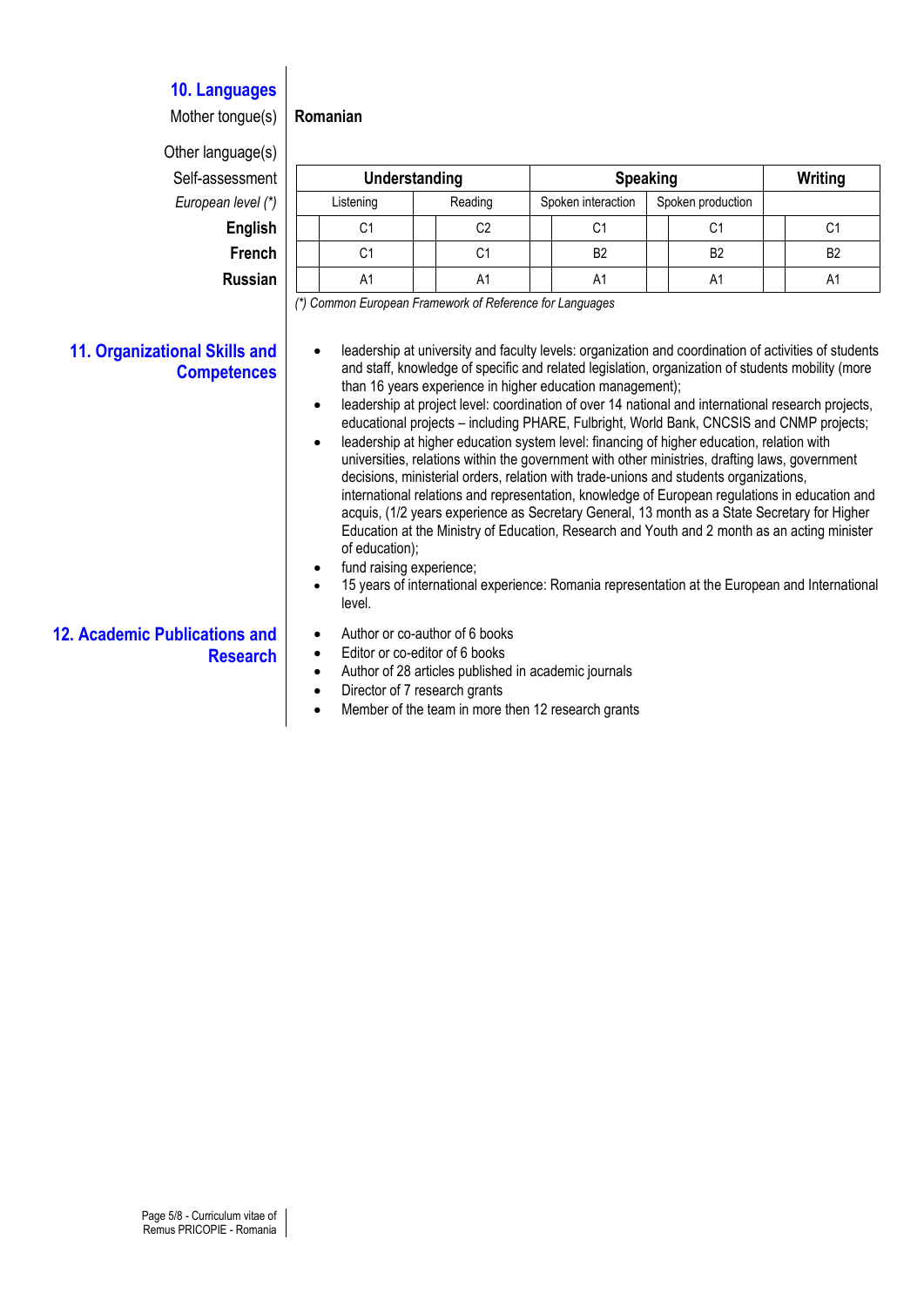## 10. Languages

Mother tongue(s) **Romanian**

Other language(s)

| Self-assessment | Understanding | | Speaking | | Writing |
|---|---|---|---|---|---|
| *European level (*)* | Listening | Reading | Spoken interaction | Spoken production | |
| **English** | C1 | C2 | C1 | C1 | C1 |
| **French** | C1 | C1 | B2 | B2 | B2 |
| **Russian** | A1 | A1 | A1 | A1 | A1 |

*(*) Common European Framework of Reference for Languages*

## 11. Organizational Skills and Competences

- leadership at university and faculty levels: organization and coordination of activities of students and staff, knowledge of specific and related legislation, organization of students mobility (more than 16 years experience in higher education management);
- leadership at project level: coordination of over 14 national and international research projects, educational projects – including PHARE, Fulbright, World Bank, CNCSIS and CNMP projects;
- leadership at higher education system level: financing of higher education, relation with universities, relations within the government with other ministries, drafting laws, government decisions, ministerial orders, relation with trade-unions and students organizations, international relations and representation, knowledge of European regulations in education and acquis, (1/2 years experience as Secretary General, 13 month as a State Secretary for Higher Education at the Ministry of Education, Research and Youth and 2 month as an acting minister of education);
- fund raising experience;
- 15 years of international experience: Romania representation at the European and International level.

## 12. Academic Publications and Research

- Author or co-author of 6 books
- Editor or co-editor of 6 books
- Author of 28 articles published in academic journals
- Director of 7 research grants
- Member of the team in more then 12 research grants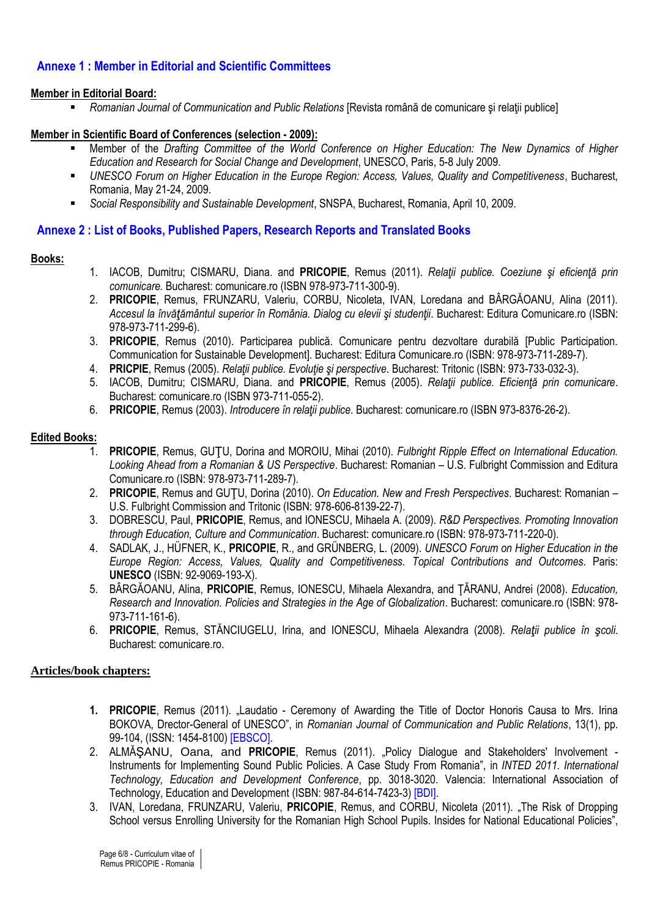## Annexe 1 : Member in Editorial and Scientific Committees

**Member in Editorial Board:**

- *Romanian Journal of Communication and Public Relations* [Revista română de comunicare şi relaţii publice]

**Member in Scientific Board of Conferences (selection - 2009):**

- Member of the *Drafting Committee of the World Conference on Higher Education: The New Dynamics of Higher Education and Research for Social Change and Development*, UNESCO, Paris, 5-8 July 2009.
- *UNESCO Forum on Higher Education in the Europe Region: Access, Values, Quality and Competitiveness*, Bucharest, Romania, May 21-24, 2009.
- *Social Responsibility and Sustainable Development*, SNSPA, Bucharest, Romania, April 10, 2009.

## Annexe 2 : List of Books, Published Papers, Research Reports and Translated Books

**Books:**

1. IACOB, Dumitru; CISMARU, Diana. and **PRICOPIE**, Remus (2011). *Relaţii publice. Coeziune şi eficienţă prin comunicare.* Bucharest: comunicare.ro (ISBN 978-973-711-300-9).
2. **PRICOPIE**, Remus, FRUNZARU, Valeriu, CORBU, Nicoleta, IVAN, Loredana and BÂRGĂOANU, Alina (2011). *Accesul la învăţământul superior în România. Dialog cu elevii şi studenţii*. Bucharest: Editura Comunicare.ro (ISBN: 978-973-711-299-6).
3. **PRICOPIE**, Remus (2010). Participarea publică. Comunicare pentru dezvoltare durabilă [Public Participation. Communication for Sustainable Development]. Bucharest: Editura Comunicare.ro (ISBN: 978-973-711-289-7).
4. **PRICPIE**, Remus (2005). *Relaţii publice. Evoluţie şi perspective*. Bucharest: Tritonic (ISBN: 973-733-032-3).
5. IACOB, Dumitru; CISMARU, Diana. and **PRICOPIE**, Remus (2005). *Relaţii publice. Eficienţă prin comunicare*. Bucharest: comunicare.ro (ISBN 973-711-055-2).
6. **PRICOPIE**, Remus (2003). *Introducere în relaţii publice*. Bucharest: comunicare.ro (ISBN 973-8376-26-2).

**Edited Books:**

1. **PRICOPIE**, Remus, GUŢU, Dorina and MOROIU, Mihai (2010). *Fulbright Ripple Effect on International Education. Looking Ahead from a Romanian & US Perspective*. Bucharest: Romanian – U.S. Fulbright Commission and Editura Comunicare.ro (ISBN: 978-973-711-289-7).
2. **PRICOPIE**, Remus and GUŢU, Dorina (2010). *On Education. New and Fresh Perspectives*. Bucharest: Romanian – U.S. Fulbright Commission and Tritonic (ISBN: 978-606-8139-22-7).
3. DOBRESCU, Paul, **PRICOPIE**, Remus, and IONESCU, Mihaela A. (2009). *R&D Perspectives. Promoting Innovation through Education, Culture and Communication*. Bucharest: comunicare.ro (ISBN: 978-973-711-220-0).
4. SADLAK, J., HÜFNER, K., **PRICOPIE**, R., and GRÜNBERG, L. (2009). *UNESCO Forum on Higher Education in the Europe Region: Access, Values, Quality and Competitiveness. Topical Contributions and Outcomes*. Paris: **UNESCO** (ISBN: 92-9069-193-X).
5. BÂRGĂOANU, Alina, **PRICOPIE**, Remus, IONESCU, Mihaela Alexandra, and ŢĂRANU, Andrei (2008). *Education, Research and Innovation. Policies and Strategies in the Age of Globalization*. Bucharest: comunicare.ro (ISBN: 978-973-711-161-6).
6. **PRICOPIE**, Remus, STĂNCIUGELU, Irina, and IONESCU, Mihaela Alexandra (2008). *Relaţii publice în şcoli.* Bucharest: comunicare.ro.

**Articles/book chapters:**

1. **PRICOPIE**, Remus (2011). „Laudatio - Ceremony of Awarding the Title of Doctor Honoris Causa to Mrs. Irina BOKOVA, Drector-General of UNESCO", in *Romanian Journal of Communication and Public Relations*, 13(1), pp. 99-104, (ISSN: 1454-8100) [EBSCO].
2. ALMĂŞANU, Oana, and **PRICOPIE**, Remus (2011). „Policy Dialogue and Stakeholders' Involvement - Instruments for Implementing Sound Public Policies. A Case Study From Romania", in *INTED 2011. International Technology, Education and Development Conference*, pp. 3018-3020. Valencia: International Association of Technology, Education and Development (ISBN: 987-84-614-7423-3) [BDI].
3. IVAN, Loredana, FRUNZARU, Valeriu, **PRICOPIE**, Remus, and CORBU, Nicoleta (2011). „The Risk of Dropping School versus Enrolling University for the Romanian High School Pupils. Insides for National Educational Policies",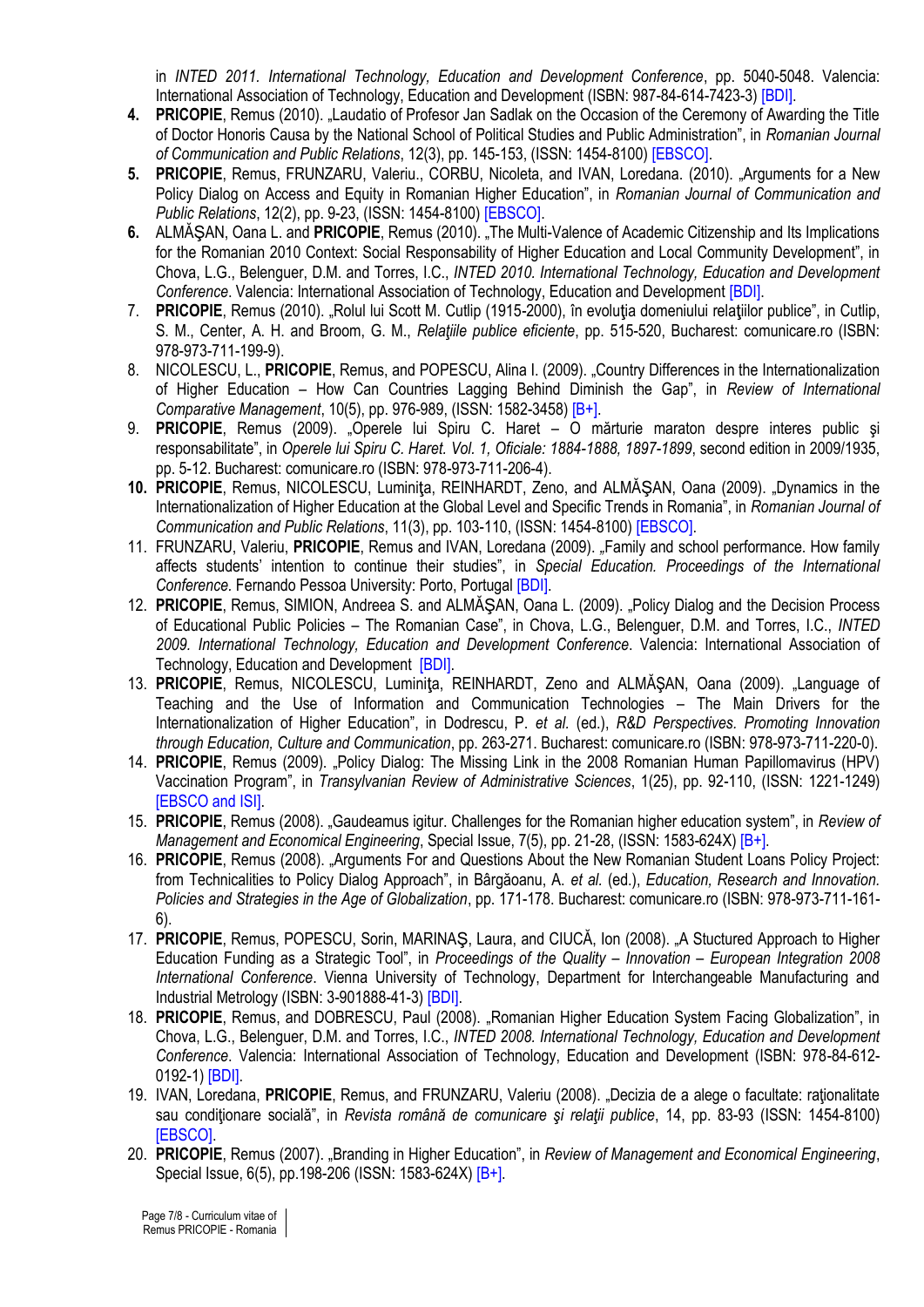in *INTED 2011. International Technology, Education and Development Conference*, pp. 5040-5048. Valencia: International Association of Technology, Education and Development (ISBN: 987-84-614-7423-3) [BDI].

4. **PRICOPIE**, Remus (2010). „Laudatio of Profesor Jan Sadlak on the Occasion of the Ceremony of Awarding the Title of Doctor Honoris Causa by the National School of Political Studies and Public Administration", in *Romanian Journal of Communication and Public Relations*, 12(3), pp. 145-153, (ISSN: 1454-8100) [EBSCO].
5. **PRICOPIE**, Remus, FRUNZARU, Valeriu., CORBU, Nicoleta, and IVAN, Loredana. (2010). „Arguments for a New Policy Dialog on Access and Equity in Romanian Higher Education", in *Romanian Journal of Communication and Public Relations*, 12(2), pp. 9-23, (ISSN: 1454-8100) [EBSCO].
6. ALMĂŞAN, Oana L. and **PRICOPIE**, Remus (2010). „The Multi-Valence of Academic Citizenship and Its Implications for the Romanian 2010 Context: Social Responsability of Higher Education and Local Community Development", in Chova, L.G., Belenguer, D.M. and Torres, I.C., *INTED 2010. International Technology, Education and Development Conference*. Valencia: International Association of Technology, Education and Development [BDI].
7. **PRICOPIE**, Remus (2010). „Rolul lui Scott M. Cutlip (1915-2000), în evoluţia domeniului relaţiilor publice", in Cutlip, S. M., Center, A. H. and Broom, G. M., *Relaţiile publice eficiente*, pp. 515-520, Bucharest: comunicare.ro (ISBN: 978-973-711-199-9).
8. NICOLESCU, L., **PRICOPIE**, Remus, and POPESCU, Alina I. (2009). „Country Differences in the Internationalization of Higher Education – How Can Countries Lagging Behind Diminish the Gap", in *Review of International Comparative Management*, 10(5), pp. 976-989, (ISSN: 1582-3458) [B+].
9. **PRICOPIE**, Remus (2009). „Operele lui Spiru C. Haret – O mărturie maraton despre interes public şi responsabilitate", in *Operele lui Spiru C. Haret. Vol. 1, Oficiale: 1884-1888, 1897-1899*, second edition in 2009/1935, pp. 5-12. Bucharest: comunicare.ro (ISBN: 978-973-711-206-4).
10. **PRICOPIE**, Remus, NICOLESCU, Luminiţa, REINHARDT, Zeno, and ALMĂŞAN, Oana (2009). „Dynamics in the Internationalization of Higher Education at the Global Level and Specific Trends in Romania", in *Romanian Journal of Communication and Public Relations*, 11(3), pp. 103-110, (ISSN: 1454-8100) [EBSCO].
11. FRUNZARU, Valeriu, **PRICOPIE**, Remus and IVAN, Loredana (2009). „Family and school performance. How family affects students' intention to continue their studies", in *Special Education. Proceedings of the International Conference.* Fernando Pessoa University: Porto, Portugal [BDI].
12. **PRICOPIE**, Remus, SIMION, Andreea S. and ALMĂŞAN, Oana L. (2009). „Policy Dialog and the Decision Process of Educational Public Policies – The Romanian Case", in Chova, L.G., Belenguer, D.M. and Torres, I.C., *INTED 2009. International Technology, Education and Development Conference*. Valencia: International Association of Technology, Education and Development [BDI].
13. **PRICOPIE**, Remus, NICOLESCU, Luminiţa, REINHARDT, Zeno and ALMĂŞAN, Oana (2009). „Language of Teaching and the Use of Information and Communication Technologies – The Main Drivers for the Internationalization of Higher Education", in Dodrescu, P. *et al.* (ed.), *R&D Perspectives. Promoting Innovation through Education, Culture and Communication*, pp. 263-271. Bucharest: comunicare.ro (ISBN: 978-973-711-220-0).
14. **PRICOPIE**, Remus (2009). „Policy Dialog: The Missing Link in the 2008 Romanian Human Papillomavirus (HPV) Vaccination Program", in *Transylvanian Review of Administrative Sciences*, 1(25), pp. 92-110, (ISSN: 1221-1249) [EBSCO and ISI].
15. **PRICOPIE**, Remus (2008). „Gaudeamus igitur. Challenges for the Romanian higher education system", in *Review of Management and Economical Engineering*, Special Issue, 7(5), pp. 21-28, (ISSN: 1583-624X) [B+].
16. **PRICOPIE**, Remus (2008). „Arguments For and Questions About the New Romanian Student Loans Policy Project: from Technicalities to Policy Dialog Approach", in Bârgăoanu, A. *et al.* (ed.), *Education, Research and Innovation. Policies and Strategies in the Age of Globalization*, pp. 171-178. Bucharest: comunicare.ro (ISBN: 978-973-711-161-6).
17. **PRICOPIE**, Remus, POPESCU, Sorin, MARINAŞ, Laura, and CIUCĂ, Ion (2008). „A Stuctured Approach to Higher Education Funding as a Strategic Tool", in *Proceedings of the Quality – Innovation – European Integration 2008 International Conference*. Vienna University of Technology, Department for Interchangeable Manufacturing and Industrial Metrology (ISBN: 3-901888-41-3) [BDI].
18. **PRICOPIE**, Remus, and DOBRESCU, Paul (2008). „Romanian Higher Education System Facing Globalization", in Chova, L.G., Belenguer, D.M. and Torres, I.C., *INTED 2008. International Technology, Education and Development Conference*. Valencia: International Association of Technology, Education and Development (ISBN: 978-84-612-0192-1) [BDI].
19. IVAN, Loredana, **PRICOPIE**, Remus, and FRUNZARU, Valeriu (2008). „Decizia de a alege o facultate: raţionalitate sau condiţionare socială", in *Revista română de comunicare şi relaţii publice*, 14, pp. 83-93 (ISSN: 1454-8100) [EBSCO].
20. **PRICOPIE**, Remus (2007). „Branding in Higher Education", in *Review of Management and Economical Engineering*, Special Issue, 6(5), pp.198-206 (ISSN: 1583-624X) [B+].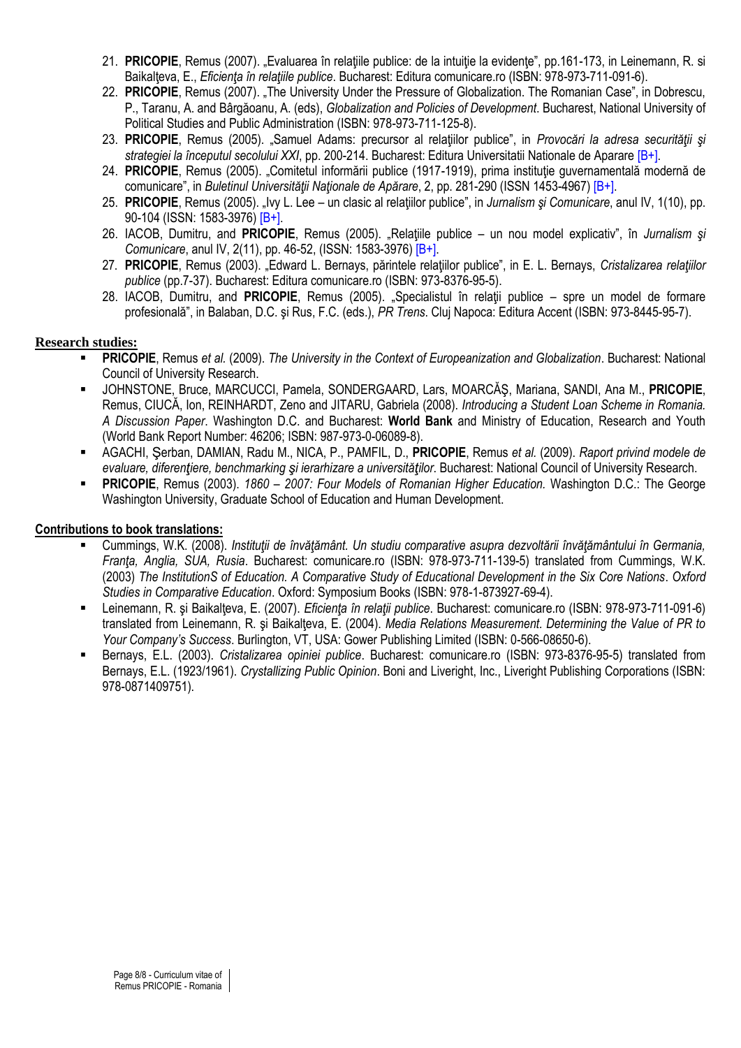21. **PRICOPIE**, Remus (2007). „Evaluarea în relaţiile publice: de la intuiţie la evidenţe", pp.161-173, in Leinemann, R. si Baikalţeva, E., *Eficienţa în relaţiile publice*. Bucharest: Editura comunicare.ro (ISBN: 978-973-711-091-6).
22. **PRICOPIE**, Remus (2007). „The University Under the Pressure of Globalization. The Romanian Case", in Dobrescu, P., Taranu, A. and Bârgăoanu, A. (eds), *Globalization and Policies of Development*. Bucharest, National University of Political Studies and Public Administration (ISBN: 978-973-711-125-8).
23. **PRICOPIE**, Remus (2005). „Samuel Adams: precursor al relaţiilor publice", in *Provocări la adresa securităţii şi strategiei la începutul secolului XXI*, pp. 200-214. Bucharest: Editura Universitatii Nationale de Aparare [B+].
24. **PRICOPIE**, Remus (2005). „Comitetul informării publice (1917-1919), prima instituţie guvernamentală modernă de comunicare", in *Buletinul Universităţii Naţionale de Apărare*, 2, pp. 281-290 (ISSN 1453-4967) [B+].
25. **PRICOPIE**, Remus (2005). „Ivy L. Lee – un clasic al relaţiilor publice", in *Jurnalism şi Comunicare*, anul IV, 1(10), pp. 90-104 (ISSN: 1583-3976) [B+].
26. IACOB, Dumitru, and **PRICOPIE**, Remus (2005). „Relaţiile publice – un nou model explicativ", în *Jurnalism şi Comunicare*, anul IV, 2(11), pp. 46-52, (ISSN: 1583-3976) [B+].
27. **PRICOPIE**, Remus (2003). „Edward L. Bernays, părintele relaţiilor publice", in E. L. Bernays, *Cristalizarea relaţiilor publice* (pp.7-37). Bucharest: Editura comunicare.ro (ISBN: 973-8376-95-5).
28. IACOB, Dumitru, and **PRICOPIE**, Remus (2005). „Specialistul în relaţii publice – spre un model de formare profesională", in Balaban, D.C. şi Rus, F.C. (eds.), *PR Trens*. Cluj Napoca: Editura Accent (ISBN: 973-8445-95-7).

## Research studies:

- **PRICOPIE**, Remus *et al.* (2009). *The University in the Context of Europeanization and Globalization*. Bucharest: National Council of University Research.
- JOHNSTONE, Bruce, MARCUCCI, Pamela, SONDERGAARD, Lars, MOARCĂŞ, Mariana, SANDI, Ana M., **PRICOPIE**, Remus, CIUCĂ, Ion, REINHARDT, Zeno and JITARU, Gabriela (2008). *Introducing a Student Loan Scheme in Romania. A Discussion Paper*. Washington D.C. and Bucharest: **World Bank** and Ministry of Education, Research and Youth (World Bank Report Number: 46206; ISBN: 987-973-0-06089-8).
- AGACHI, Şerban, DAMIAN, Radu M., NICA, P., PAMFIL, D., **PRICOPIE**, Remus *et al.* (2009). *Raport privind modele de evaluare, diferenţiere, benchmarking şi ierarhizare a universităţilor*. Bucharest: National Council of University Research.
- **PRICOPIE**, Remus (2003). *1860 – 2007: Four Models of Romanian Higher Education.* Washington D.C.: The George Washington University, Graduate School of Education and Human Development.

## Contributions to book translations:

- Cummings, W.K. (2008). *Instituţii de învăţământ. Un studiu comparative asupra dezvoltării învăţământului în Germania, Franţa, Anglia, SUA, Rusia*. Bucharest: comunicare.ro (ISBN: 978-973-711-139-5) translated from Cummings, W.K. (2003) *The InstitutionS of Education. A Comparative Study of Educational Development in the Six Core Nations*. *Oxford Studies in Comparative Education*. Oxford: Symposium Books (ISBN: 978-1-873927-69-4).
- Leinemann, R. şi Baikalţeva, E. (2007). *Eficienţa în relaţii publice*. Bucharest: comunicare.ro (ISBN: 978-973-711-091-6) translated from Leinemann, R. şi Baikalţeva, E. (2004). *Media Relations Measurement. Determining the Value of PR to Your Company's Success*. Burlington, VT, USA: Gower Publishing Limited (ISBN: 0-566-08650-6).
- Bernays, E.L. (2003). *Cristalizarea opiniei publice*. Bucharest: comunicare.ro (ISBN: 973-8376-95-5) translated from Bernays, E.L. (1923/1961). *Crystallizing Public Opinion*. Boni and Liveright, Inc., Liveright Publishing Corporations (ISBN: 978-0871409751).